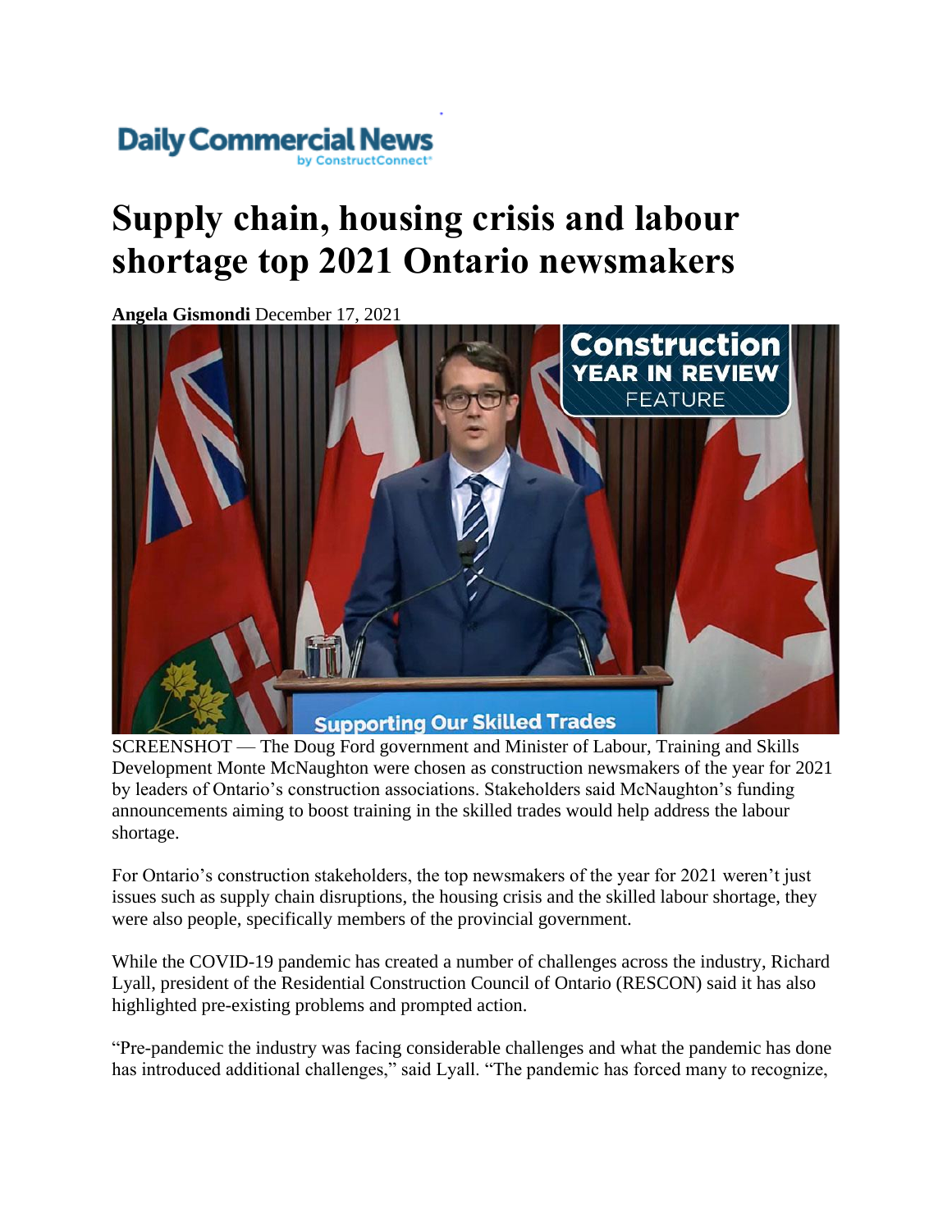Daily Commercial News
by ConstructConnect

# Supply chain, housing crisis and labour shortage top 2021 Ontario newsmakers

**Angela Gismondi** December 17, 2021

SCREENSHOT — The Doug Ford government and Minister of Labour, Training and Skills Development Monte McNaughton were chosen as construction newsmakers of the year for 2021 by leaders of Ontario's construction associations. Stakeholders said McNaughton's funding announcements aiming to boost training in the skilled trades would help address the labour shortage.

For Ontario's construction stakeholders, the top newsmakers of the year for 2021 weren't just issues such as supply chain disruptions, the housing crisis and the skilled labour shortage, they were also people, specifically members of the provincial government.

While the COVID-19 pandemic has created a number of challenges across the industry, Richard Lyall, president of the Residential Construction Council of Ontario (RESCON) said it has also highlighted pre-existing problems and prompted action.

"Pre-pandemic the industry was facing considerable challenges and what the pandemic has done has introduced additional challenges," said Lyall. "The pandemic has forced many to recognize,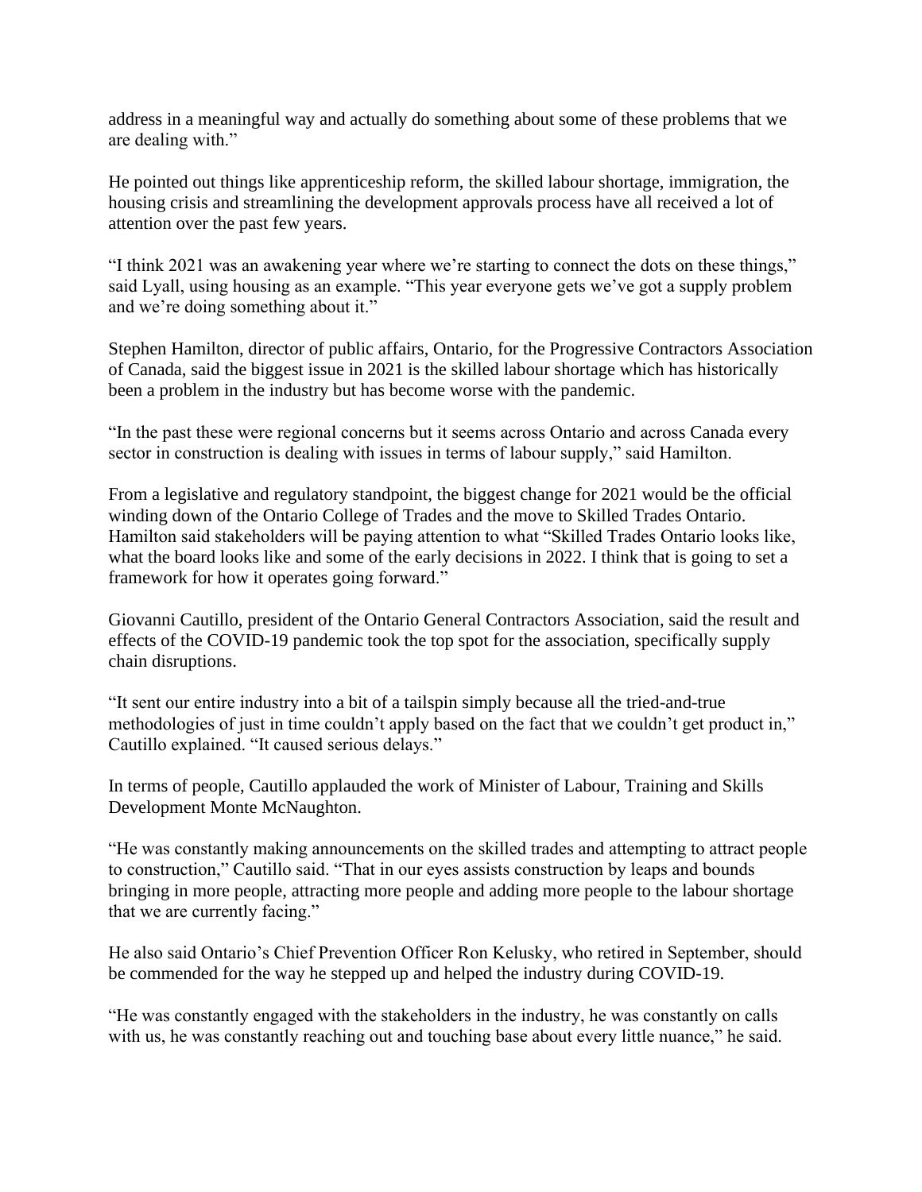address in a meaningful way and actually do something about some of these problems that we are dealing with."

He pointed out things like apprenticeship reform, the skilled labour shortage, immigration, the housing crisis and streamlining the development approvals process have all received a lot of attention over the past few years.

"I think 2021 was an awakening year where we're starting to connect the dots on these things," said Lyall, using housing as an example. "This year everyone gets we've got a supply problem and we're doing something about it."

Stephen Hamilton, director of public affairs, Ontario, for the Progressive Contractors Association of Canada, said the biggest issue in 2021 is the skilled labour shortage which has historically been a problem in the industry but has become worse with the pandemic.

"In the past these were regional concerns but it seems across Ontario and across Canada every sector in construction is dealing with issues in terms of labour supply," said Hamilton.

From a legislative and regulatory standpoint, the biggest change for 2021 would be the official winding down of the Ontario College of Trades and the move to Skilled Trades Ontario. Hamilton said stakeholders will be paying attention to what "Skilled Trades Ontario looks like, what the board looks like and some of the early decisions in 2022. I think that is going to set a framework for how it operates going forward."

Giovanni Cautillo, president of the Ontario General Contractors Association, said the result and effects of the COVID-19 pandemic took the top spot for the association, specifically supply chain disruptions.

"It sent our entire industry into a bit of a tailspin simply because all the tried-and-true methodologies of just in time couldn't apply based on the fact that we couldn't get product in," Cautillo explained. "It caused serious delays."

In terms of people, Cautillo applauded the work of Minister of Labour, Training and Skills Development Monte McNaughton.

"He was constantly making announcements on the skilled trades and attempting to attract people to construction," Cautillo said. "That in our eyes assists construction by leaps and bounds bringing in more people, attracting more people and adding more people to the labour shortage that we are currently facing."

He also said Ontario's Chief Prevention Officer Ron Kelusky, who retired in September, should be commended for the way he stepped up and helped the industry during COVID-19.

"He was constantly engaged with the stakeholders in the industry, he was constantly on calls with us, he was constantly reaching out and touching base about every little nuance," he said.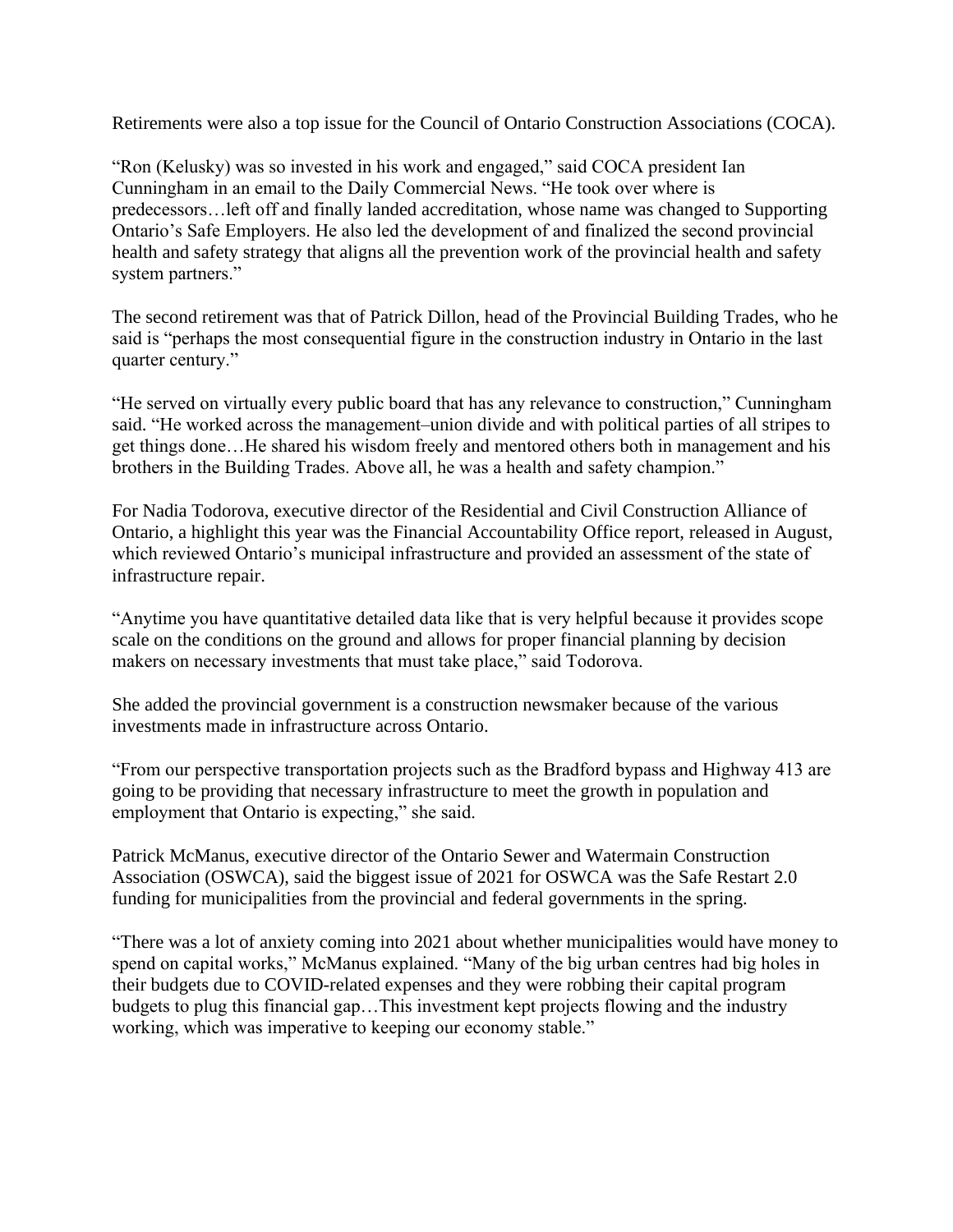Retirements were also a top issue for the Council of Ontario Construction Associations (COCA).

“Ron (Kelusky) was so invested in his work and engaged,” said COCA president Ian Cunningham in an email to the Daily Commercial News. “He took over where is predecessors…left off and finally landed accreditation, whose name was changed to Supporting Ontario’s Safe Employers. He also led the development of and finalized the second provincial health and safety strategy that aligns all the prevention work of the provincial health and safety system partners.”

The second retirement was that of Patrick Dillon, head of the Provincial Building Trades, who he said is “perhaps the most consequential figure in the construction industry in Ontario in the last quarter century.”

“He served on virtually every public board that has any relevance to construction,” Cunningham said. “He worked across the management–union divide and with political parties of all stripes to get things done…He shared his wisdom freely and mentored others both in management and his brothers in the Building Trades. Above all, he was a health and safety champion.”

For Nadia Todorova, executive director of the Residential and Civil Construction Alliance of Ontario, a highlight this year was the Financial Accountability Office report, released in August, which reviewed Ontario’s municipal infrastructure and provided an assessment of the state of infrastructure repair.

“Anytime you have quantitative detailed data like that is very helpful because it provides scope scale on the conditions on the ground and allows for proper financial planning by decision makers on necessary investments that must take place,” said Todorova.

She added the provincial government is a construction newsmaker because of the various investments made in infrastructure across Ontario.

“From our perspective transportation projects such as the Bradford bypass and Highway 413 are going to be providing that necessary infrastructure to meet the growth in population and employment that Ontario is expecting,” she said.

Patrick McManus, executive director of the Ontario Sewer and Watermain Construction Association (OSWCA), said the biggest issue of 2021 for OSWCA was the Safe Restart 2.0 funding for municipalities from the provincial and federal governments in the spring.

“There was a lot of anxiety coming into 2021 about whether municipalities would have money to spend on capital works,” McManus explained. “Many of the big urban centres had big holes in their budgets due to COVID-related expenses and they were robbing their capital program budgets to plug this financial gap…This investment kept projects flowing and the industry working, which was imperative to keeping our economy stable.”